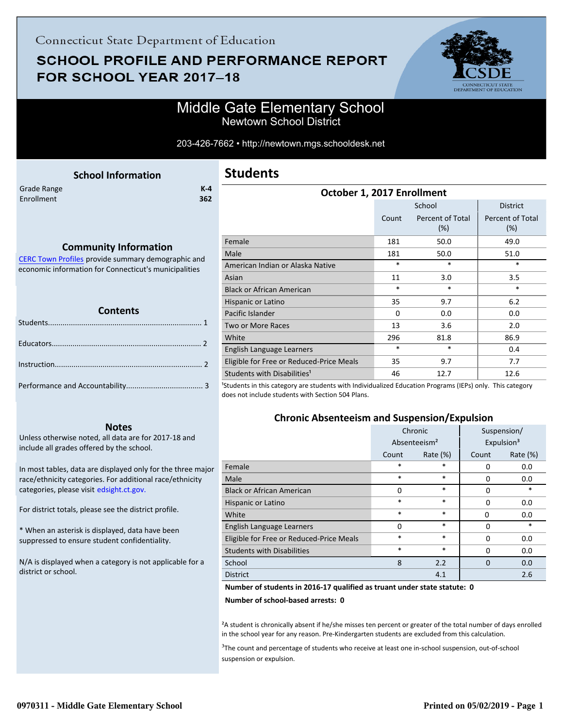Connecticut State Department of Education

# SCHOOL PROFILE AND PERFORMANCE REPORT FOR SCHOOL YEAR 2017–18

## Middle Gate Elementary School

Newtown School District

203-426-7662 • http://newtown.mgs.schooldesk.net

### School Information

| | |
|---|---|
| Grade Range | K-4 |
| Enrollment | 362 |

### Community Information

CERC Town Profiles provide summary demographic and economic information for Connecticut's municipalities

### Contents

Students........................................................................ 1

Educators...................................................................... 2

Instruction..................................................................... 2

Performance and Accountability.................................... 3

### Notes

Unless otherwise noted, all data are for 2017-18 and include all grades offered by the school.

In most tables, data are displayed only for the three major race/ethnicity categories. For additional race/ethnicity categories, please visit edsight.ct.gov.

For district totals, please see the district profile.

* When an asterisk is displayed, data have been suppressed to ensure student confidentiality.

N/A is displayed when a category is not applicable for a district or school.

## Students

### October 1, 2017 Enrollment

| | School | | District |
|---|---|---|---|
| | Count | Percent of Total (%) | Percent of Total (%) |
| Female | 181 | 50.0 | 49.0 |
| Male | 181 | 50.0 | 51.0 |
| American Indian or Alaska Native | * | * | * |
| Asian | 11 | 3.0 | 3.5 |
| Black or African American | * | * | * |
| Hispanic or Latino | 35 | 9.7 | 6.2 |
| Pacific Islander | 0 | 0.0 | 0.0 |
| Two or More Races | 13 | 3.6 | 2.0 |
| White | 296 | 81.8 | 86.9 |
| English Language Learners | * | * | 0.4 |
| Eligible for Free or Reduced-Price Meals | 35 | 9.7 | 7.7 |
| Students with Disabilities[1] | 46 | 12.7 | 12.6 |

[1]Students in this category are students with Individualized Education Programs (IEPs) only. This category does not include students with Section 504 Plans.

### Chronic Absenteeism and Suspension/Expulsion

| | Chronic Absenteeism[2] | | Suspension/ Expulsion[3] | |
|---|---|---|---|---|
| | Count | Rate (%) | Count | Rate (%) |
| Female | * | * | 0 | 0.0 |
| Male | * | * | 0 | 0.0 |
| Black or African American | 0 | * | 0 | * |
| Hispanic or Latino | * | * | 0 | 0.0 |
| White | * | * | 0 | 0.0 |
| English Language Learners | 0 | * | 0 | * |
| Eligible for Free or Reduced-Price Meals | * | * | 0 | 0.0 |
| Students with Disabilities | * | * | 0 | 0.0 |
| School | 8 | 2.2 | 0 | 0.0 |
| District | | 4.1 | | 2.6 |

**Number of students in 2016-17 qualified as truant under state statute: 0**

**Number of school-based arrests: 0**

[2]A student is chronically absent if he/she misses ten percent or greater of the total number of days enrolled in the school year for any reason. Pre-Kindergarten students are excluded from this calculation.

[3]The count and percentage of students who receive at least one in-school suspension, out-of-school suspension or expulsion.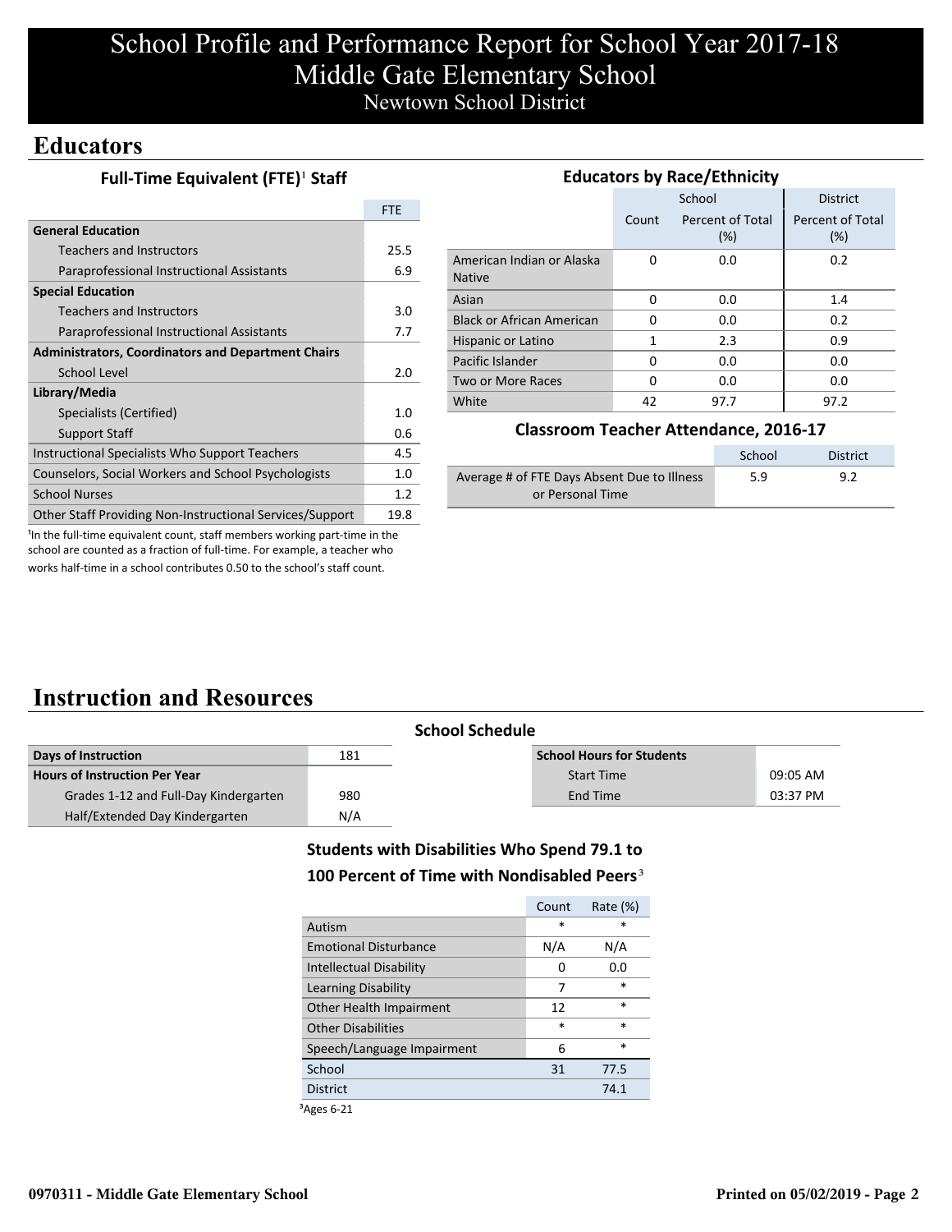# School Profile and Performance Report for School Year 2017-18
# Middle Gate Elementary School
Newtown School District

## Educators

### Full-Time Equivalent (FTE)[1] Staff

| | FTE |
|---|---|
| **General Education** | |
| Teachers and Instructors | 25.5 |
| Paraprofessional Instructional Assistants | 6.9 |
| **Special Education** | |
| Teachers and Instructors | 3.0 |
| Paraprofessional Instructional Assistants | 7.7 |
| **Administrators, Coordinators and Department Chairs** | |
| School Level | 2.0 |
| **Library/Media** | |
| Specialists (Certified) | 1.0 |
| Support Staff | 0.6 |
| Instructional Specialists Who Support Teachers | 4.5 |
| Counselors, Social Workers and School Psychologists | 1.0 |
| School Nurses | 1.2 |
| Other Staff Providing Non-Instructional Services/Support | 19.8 |

[1]In the full-time equivalent count, staff members working part-time in the school are counted as a fraction of full-time. For example, a teacher who works half-time in a school contributes 0.50 to the school's staff count.

### Educators by Race/Ethnicity

| | School | | District |
|---|---|---|---|
| | Count | Percent of Total (%) | Percent of Total (%) |
| American Indian or Alaska Native | 0 | 0.0 | 0.2 |
| Asian | 0 | 0.0 | 1.4 |
| Black or African American | 0 | 0.0 | 0.2 |
| Hispanic or Latino | 1 | 2.3 | 0.9 |
| Pacific Islander | 0 | 0.0 | 0.0 |
| Two or More Races | 0 | 0.0 | 0.0 |
| White | 42 | 97.7 | 97.2 |

### Classroom Teacher Attendance, 2016-17

| | School | District |
|---|---|---|
| Average # of FTE Days Absent Due to Illness or Personal Time | 5.9 | 9.2 |

## Instruction and Resources

### School Schedule

| | |
|---|---|
| **Days of Instruction** | 181 |
| **Hours of Instruction Per Year** | |
| Grades 1-12 and Full-Day Kindergarten | 980 |
| Half/Extended Day Kindergarten | N/A |

| **School Hours for Students** | |
|---|---|
| Start Time | 09:05 AM |
| End Time | 03:37 PM |

### Students with Disabilities Who Spend 79.1 to 100 Percent of Time with Nondisabled Peers[3]

| | Count | Rate (%) |
|---|---|---|
| Autism | * | * |
| Emotional Disturbance | N/A | N/A |
| Intellectual Disability | 0 | 0.0 |
| Learning Disability | 7 | * |
| Other Health Impairment | 12 | * |
| Other Disabilities | * | * |
| Speech/Language Impairment | 6 | * |
| School | 31 | 77.5 |
| District | | 74.1 |

[3]Ages 6-21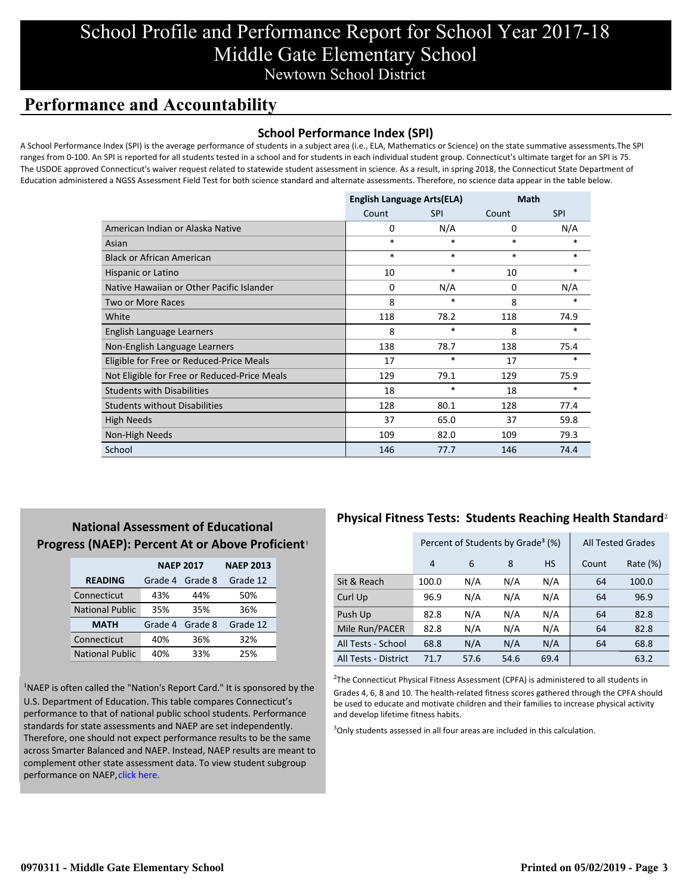# School Profile and Performance Report for School Year 2017-18
# Middle Gate Elementary School
## Newtown School District

## Performance and Accountability

### School Performance Index (SPI)

A School Performance Index (SPI) is the average performance of students in a subject area (i.e., ELA, Mathematics or Science) on the state summative assessments.The SPI ranges from 0-100. An SPI is reported for all students tested in a school and for students in each individual student group. Connecticut's ultimate target for an SPI is 75. The USDOE approved Connecticut's waiver request related to statewide student assessment in science. As a result, in spring 2018, the Connecticut State Department of Education administered a NGSS Assessment Field Test for both science standard and alternate assessments. Therefore, no science data appear in the table below.

| | English Language Arts(ELA) | | Math | |
|---|---|---|---|---|
| | Count | SPI | Count | SPI |
| American Indian or Alaska Native | 0 | N/A | 0 | N/A |
| Asian | * | * | * | * |
| Black or African American | * | * | * | * |
| Hispanic or Latino | 10 | * | 10 | * |
| Native Hawaiian or Other Pacific Islander | 0 | N/A | 0 | N/A |
| Two or More Races | 8 | * | 8 | * |
| White | 118 | 78.2 | 118 | 74.9 |
| English Language Learners | 8 | * | 8 | * |
| Non-English Language Learners | 138 | 78.7 | 138 | 75.4 |
| Eligible for Free or Reduced-Price Meals | 17 | * | 17 | * |
| Not Eligible for Free or Reduced-Price Meals | 129 | 79.1 | 129 | 75.9 |
| Students with Disabilities | 18 | * | 18 | * |
| Students without Disabilities | 128 | 80.1 | 128 | 77.4 |
| High Needs | 37 | 65.0 | 37 | 59.8 |
| Non-High Needs | 109 | 82.0 | 109 | 79.3 |
| School | 146 | 77.7 | 146 | 74.4 |

### National Assessment of Educational Progress (NAEP): Percent At or Above Proficient[1]

| | NAEP 2017 | | NAEP 2013 |
|---|---|---|---|
| **READING** | Grade 4 | Grade 8 | Grade 12 |
| Connecticut | 43% | 44% | 50% |
| National Public | 35% | 35% | 36% |
| **MATH** | Grade 4 | Grade 8 | Grade 12 |
| Connecticut | 40% | 36% | 32% |
| National Public | 40% | 33% | 25% |

[1]NAEP is often called the "Nation's Report Card." It is sponsored by the U.S. Department of Education. This table compares Connecticut's performance to that of national public school students. Performance standards for state assessments and NAEP are set independently. Therefore, one should not expect performance results to be the same across Smarter Balanced and NAEP. Instead, NAEP results are meant to complement other state assessment data. To view student subgroup performance on NAEP, click here.

### Physical Fitness Tests: Students Reaching Health Standard[2]

| | Percent of Students by Grade[3] (%) | | | | All Tested Grades | |
|---|---|---|---|---|---|---|
| | 4 | 6 | 8 | HS | Count | Rate (%) |
| Sit & Reach | 100.0 | N/A | N/A | N/A | 64 | 100.0 |
| Curl Up | 96.9 | N/A | N/A | N/A | 64 | 96.9 |
| Push Up | 82.8 | N/A | N/A | N/A | 64 | 82.8 |
| Mile Run/PACER | 82.8 | N/A | N/A | N/A | 64 | 82.8 |
| All Tests - School | 68.8 | N/A | N/A | N/A | 64 | 68.8 |
| All Tests - District | 71.7 | 57.6 | 54.6 | 69.4 | | 63.2 |

[2]The Connecticut Physical Fitness Assessment (CPFA) is administered to all students in Grades 4, 6, 8 and 10. The health-related fitness scores gathered through the CPFA should be used to educate and motivate children and their families to increase physical activity and develop lifetime fitness habits.

[3]Only students assessed in all four areas are included in this calculation.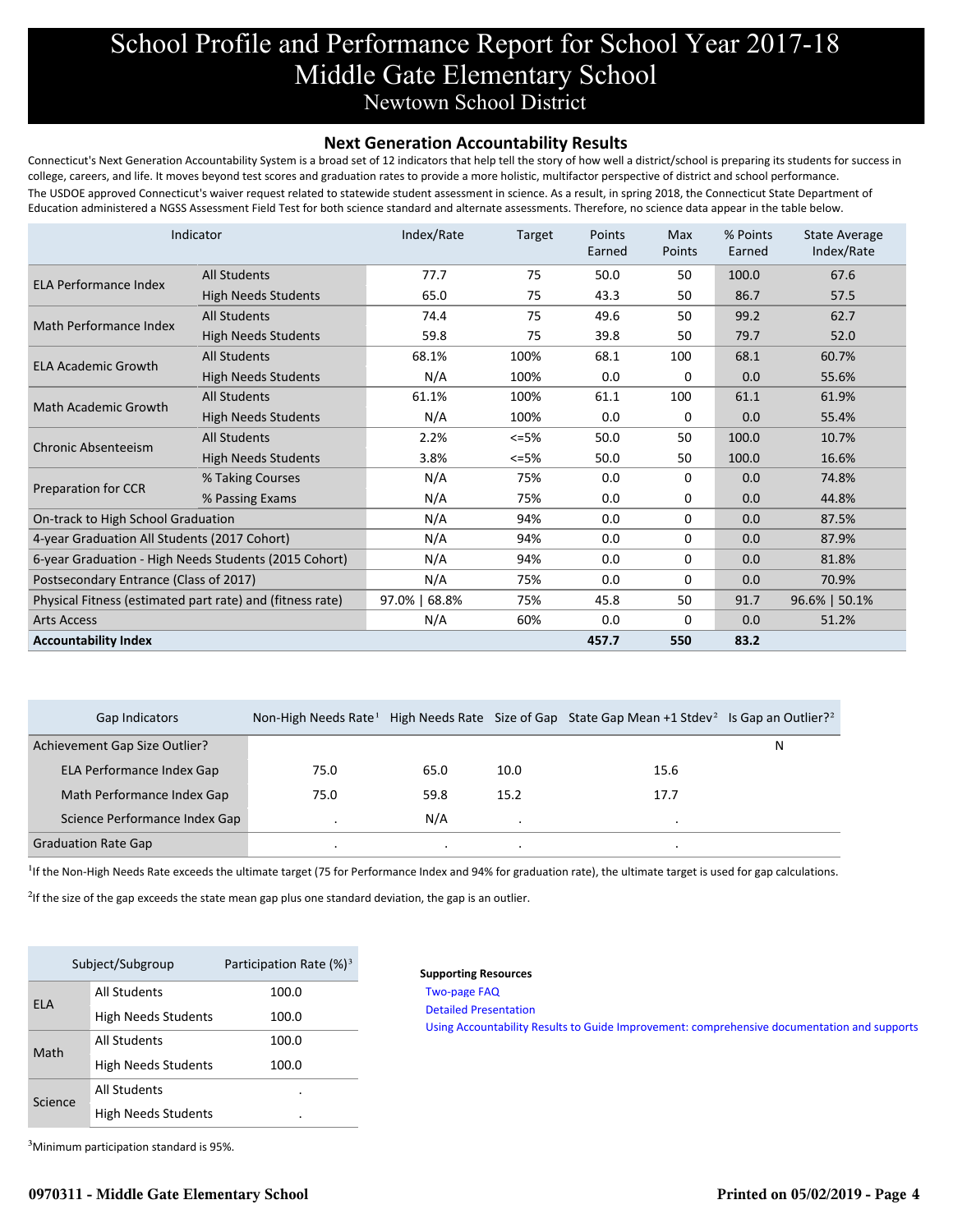# School Profile and Performance Report for School Year 2017-18
# Middle Gate Elementary School
## Newtown School District

### Next Generation Accountability Results

Connecticut's Next Generation Accountability System is a broad set of 12 indicators that help tell the story of how well a district/school is preparing its students for success in college, careers, and life. It moves beyond test scores and graduation rates to provide a more holistic, multifactor perspective of district and school performance.

The USDOE approved Connecticut's waiver request related to statewide student assessment in science. As a result, in spring 2018, the Connecticut State Department of Education administered a NGSS Assessment Field Test for both science standard and alternate assessments. Therefore, no science data appear in the table below.

| Indicator | | Index/Rate | Target | Points Earned | Max Points | % Points Earned | State Average Index/Rate |
|---|---|---|---|---|---|---|---|
| ELA Performance Index | All Students | 77.7 | 75 | 50.0 | 50 | 100.0 | 67.6 |
| | High Needs Students | 65.0 | 75 | 43.3 | 50 | 86.7 | 57.5 |
| Math Performance Index | All Students | 74.4 | 75 | 49.6 | 50 | 99.2 | 62.7 |
| | High Needs Students | 59.8 | 75 | 39.8 | 50 | 79.7 | 52.0 |
| ELA Academic Growth | All Students | 68.1% | 100% | 68.1 | 100 | 68.1 | 60.7% |
| | High Needs Students | N/A | 100% | 0.0 | 0 | 0.0 | 55.6% |
| Math Academic Growth | All Students | 61.1% | 100% | 61.1 | 100 | 61.1 | 61.9% |
| | High Needs Students | N/A | 100% | 0.0 | 0 | 0.0 | 55.4% |
| Chronic Absenteeism | All Students | 2.2% | <=5% | 50.0 | 50 | 100.0 | 10.7% |
| | High Needs Students | 3.8% | <=5% | 50.0 | 50 | 100.0 | 16.6% |
| Preparation for CCR | % Taking Courses | N/A | 75% | 0.0 | 0 | 0.0 | 74.8% |
| | % Passing Exams | N/A | 75% | 0.0 | 0 | 0.0 | 44.8% |
| On-track to High School Graduation | | N/A | 94% | 0.0 | 0 | 0.0 | 87.5% |
| 4-year Graduation All Students (2017 Cohort) | | N/A | 94% | 0.0 | 0 | 0.0 | 87.9% |
| 6-year Graduation - High Needs Students (2015 Cohort) | | N/A | 94% | 0.0 | 0 | 0.0 | 81.8% |
| Postsecondary Entrance (Class of 2017) | | N/A | 75% | 0.0 | 0 | 0.0 | 70.9% |
| Physical Fitness (estimated part rate) and (fitness rate) | | 97.0% \| 68.8% | 75% | 45.8 | 50 | 91.7 | 96.6% \| 50.1% |
| Arts Access | | N/A | 60% | 0.0 | 0 | 0.0 | 51.2% |
| **Accountability Index** | | | | **457.7** | **550** | **83.2** | |

| Gap Indicators | Non-High Needs Rate[1] | High Needs Rate | Size of Gap | State Gap Mean +1 Stdev[2] | Is Gap an Outlier?[2] |
|---|---|---|---|---|---|
| Achievement Gap Size Outlier? | | | | | N |
| ELA Performance Index Gap | 75.0 | 65.0 | 10.0 | 15.6 | |
| Math Performance Index Gap | 75.0 | 59.8 | 15.2 | 17.7 | |
| Science Performance Index Gap | . | N/A | . | . | |
| Graduation Rate Gap | . | . | . | . | |

[1]If the Non-High Needs Rate exceeds the ultimate target (75 for Performance Index and 94% for graduation rate), the ultimate target is used for gap calculations.

[2]If the size of the gap exceeds the state mean gap plus one standard deviation, the gap is an outlier.

| Subject/Subgroup | | Participation Rate (%)[3] |
|---|---|---|
| ELA | All Students | 100.0 |
| | High Needs Students | 100.0 |
| Math | All Students | 100.0 |
| | High Needs Students | 100.0 |
| Science | All Students | . |
| | High Needs Students | . |

[3]Minimum participation standard is 95%.

**Supporting Resources**

- Two-page FAQ
- Detailed Presentation
- Using Accountability Results to Guide Improvement: comprehensive documentation and supports